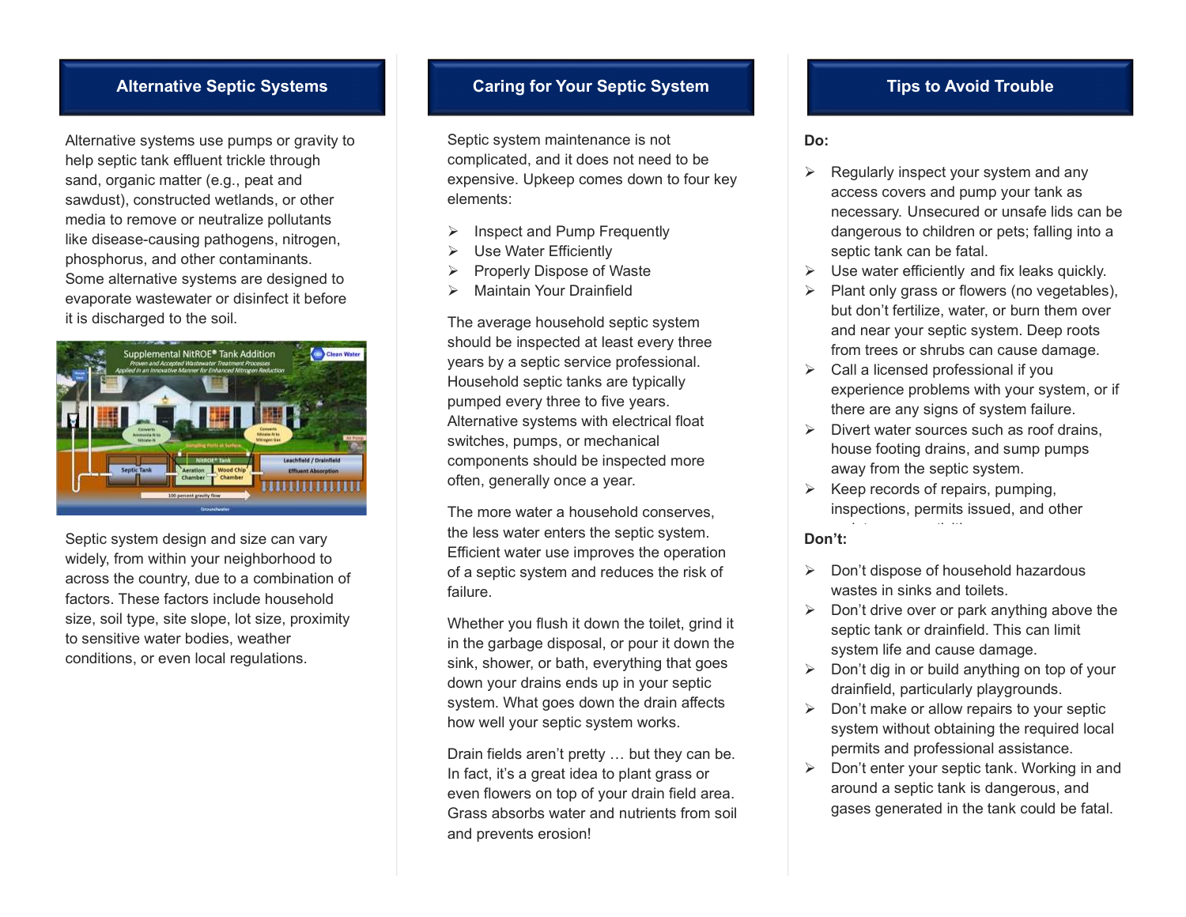## Alternative Septic Systems

Alternative systems use pumps or gravity to help septic tank effluent trickle through sand, organic matter (e.g., peat and sawdust), constructed wetlands, or other media to remove or neutralize pollutants like disease-causing pathogens, nitrogen, phosphorus, and other contaminants. Some alternative systems are designed to evaporate wastewater or disinfect it before it is discharged to the soil.

Septic system design and size can vary widely, from within your neighborhood to across the country, due to a combination of factors. These factors include household size, soil type, site slope, lot size, proximity to sensitive water bodies, weather conditions, or even local regulations.

## Caring for Your Septic System

Septic system maintenance is not complicated, and it does not need to be expensive. Upkeep comes down to four key elements:

- Inspect and Pump Frequently
- Use Water Efficiently
- Properly Dispose of Waste
- Maintain Your Drainfield

The average household septic system should be inspected at least every three years by a septic service professional. Household septic tanks are typically pumped every three to five years. Alternative systems with electrical float switches, pumps, or mechanical components should be inspected more often, generally once a year.

The more water a household conserves, the less water enters the septic system. Efficient water use improves the operation of a septic system and reduces the risk of failure.

Whether you flush it down the toilet, grind it in the garbage disposal, or pour it down the sink, shower, or bath, everything that goes down your drains ends up in your septic system. What goes down the drain affects how well your septic system works.

Drain fields aren't pretty … but they can be. In fact, it's a great idea to plant grass or even flowers on top of your drain field area. Grass absorbs water and nutrients from soil and prevents erosion!

## Tips to Avoid Trouble

**Do:**

- Regularly inspect your system and any access covers and pump your tank as necessary. Unsecured or unsafe lids can be dangerous to children or pets; falling into a septic tank can be fatal.
- Use water efficiently and fix leaks quickly.
- Plant only grass or flowers (no vegetables), but don't fertilize, water, or burn them over and near your septic system. Deep roots from trees or shrubs can cause damage.
- Call a licensed professional if you experience problems with your system, or if there are any signs of system failure.
- Divert water sources such as roof drains, house footing drains, and sump pumps away from the septic system.
- Keep records of repairs, pumping, inspections, permits issued, and other

**Don't:**

- Don't dispose of household hazardous wastes in sinks and toilets.
- Don't drive over or park anything above the septic tank or drainfield. This can limit system life and cause damage.
- Don't dig in or build anything on top of your drainfield, particularly playgrounds.
- Don't make or allow repairs to your septic system without obtaining the required local permits and professional assistance.
- Don't enter your septic tank. Working in and around a septic tank is dangerous, and gases generated in the tank could be fatal.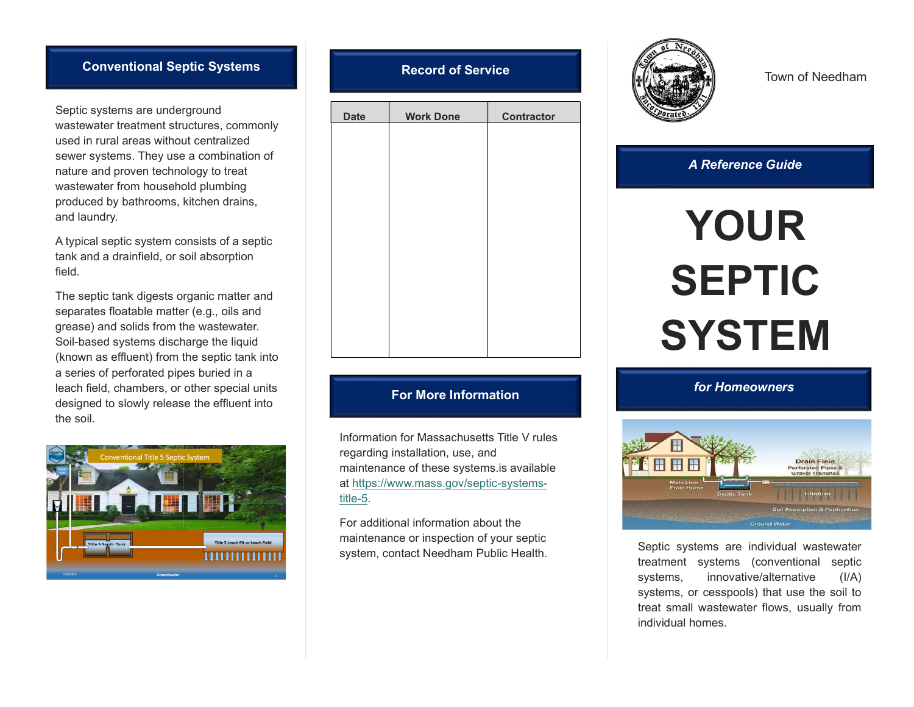## Conventional Septic Systems

Septic systems are underground wastewater treatment structures, commonly used in rural areas without centralized sewer systems. They use a combination of nature and proven technology to treat wastewater from household plumbing produced by bathrooms, kitchen drains, and laundry.

A typical septic system consists of a septic tank and a drainfield, or soil absorption field.

The septic tank digests organic matter and separates floatable matter (e.g., oils and grease) and solids from the wastewater. Soil-based systems discharge the liquid (known as effluent) from the septic tank into a series of perforated pipes buried in a leach field, chambers, or other special units designed to slowly release the effluent into the soil.

## Record of Service

| Date | Work Done | Contractor |
|---|---|---|
| | | |

## For More Information

Information for Massachusetts Title V rules regarding installation, use, and maintenance of these systems.is available at https://www.mass.gov/septic-systems-title-5.

For additional information about the maintenance or inspection of your septic system, contact Needham Public Health.

Town of Needham

***A Reference Guide***

# YOUR SEPTIC SYSTEM

***for Homeowners***

Septic systems are individual wastewater treatment systems (conventional septic systems, innovative/alternative (I/A) systems, or cesspools) that use the soil to treat small wastewater flows, usually from individual homes.